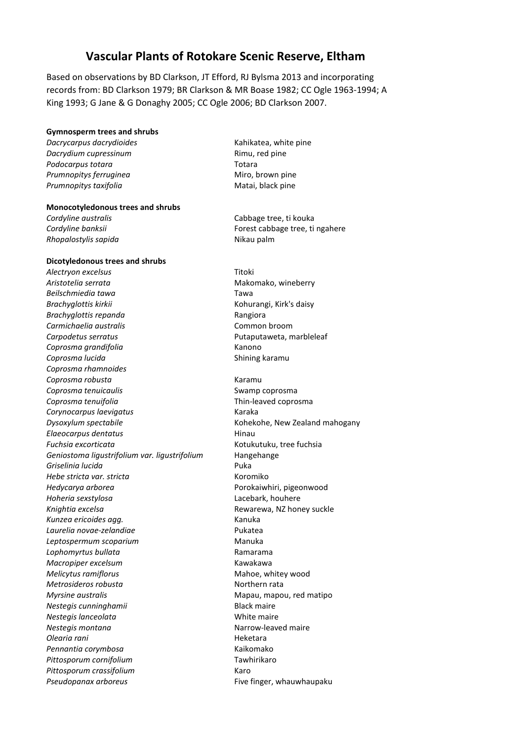# Vascular Plants of Rotokare Scenic Reserve, Eltham

Based on observations by BD Clarkson, JT Efford, RJ Bylsma 2013 and incorporating records from: BD Clarkson 1979; BR Clarkson & MR Boase 1982; CC Ogle 1963-1994; A King 1993; G Jane & G Donaghy 2005; CC Ogle 2006; BD Clarkson 2007.

**Gymnosperm trees and shrubs**

| | |
|---|---|
| *Dacrycarpus dacrydioides* | Kahikatea, white pine |
| *Dacrydium cupressinum* | Rimu, red pine |
| *Podocarpus totara* | Totara |
| *Prumnopitys ferruginea* | Miro, brown pine |
| *Prumnopitys taxifolia* | Matai, black pine |

**Monocotyledonous trees and shrubs**

| | |
|---|---|
| *Cordyline australis* | Cabbage tree, ti kouka |
| *Cordyline banksii* | Forest cabbage tree, ti ngahere |
| *Rhopalostylis sapida* | Nikau palm |

**Dicotyledonous trees and shrubs**

| | |
|---|---|
| *Alectryon excelsus* | Titoki |
| *Aristotelia serrata* | Makomako, wineberry |
| *Beilschmiedia tawa* | Tawa |
| *Brachyglottis kirkii* | Kohurangi, Kirk's daisy |
| *Brachyglottis repanda* | Rangiora |
| *Carmichaelia australis* | Common broom |
| *Carpodetus serratus* | Putaputaweta, marbleleaf |
| *Coprosma grandifolia* | Kanono |
| *Coprosma lucida* | Shining karamu |
| *Coprosma rhamnoides* | |
| *Coprosma robusta* | Karamu |
| *Coprosma tenuicaulis* | Swamp coprosma |
| *Coprosma tenuifolia* | Thin-leaved coprosma |
| *Corynocarpus laevigatus* | Karaka |
| *Dysoxylum spectabile* | Kohekohe, New Zealand mahogany |
| *Elaeocarpus dentatus* | Hinau |
| *Fuchsia excorticata* | Kotukutuku, tree fuchsia |
| *Geniostoma ligustrifolium var. ligustrifolium* | Hangehange |
| *Griselinia lucida* | Puka |
| *Hebe stricta var. stricta* | Koromiko |
| *Hedycarya arborea* | Porokaiwhiri, pigeonwood |
| *Hoheria sexstylosa* | Lacebark, houhere |
| *Knightia excelsa* | Rewarewa, NZ honey suckle |
| *Kunzea ericoides agg.* | Kanuka |
| *Laurelia novae-zelandiae* | Pukatea |
| *Leptospermum scoparium* | Manuka |
| *Lophomyrtus bullata* | Ramarama |
| *Macropiper excelsum* | Kawakawa |
| *Melicytus ramiflorus* | Mahoe, whitey wood |
| *Metrosideros robusta* | Northern rata |
| *Myrsine australis* | Mapau, mapou, red matipo |
| *Nestegis cunninghamii* | Black maire |
| *Nestegis lanceolata* | White maire |
| *Nestegis montana* | Narrow-leaved maire |
| *Olearia rani* | Heketara |
| *Pennantia corymbosa* | Kaikomako |
| *Pittosporum cornifolium* | Tawhirikaro |
| *Pittosporum crassifolium* | Karo |
| *Pseudopanax arboreus* | Five finger, whauwhaupaku |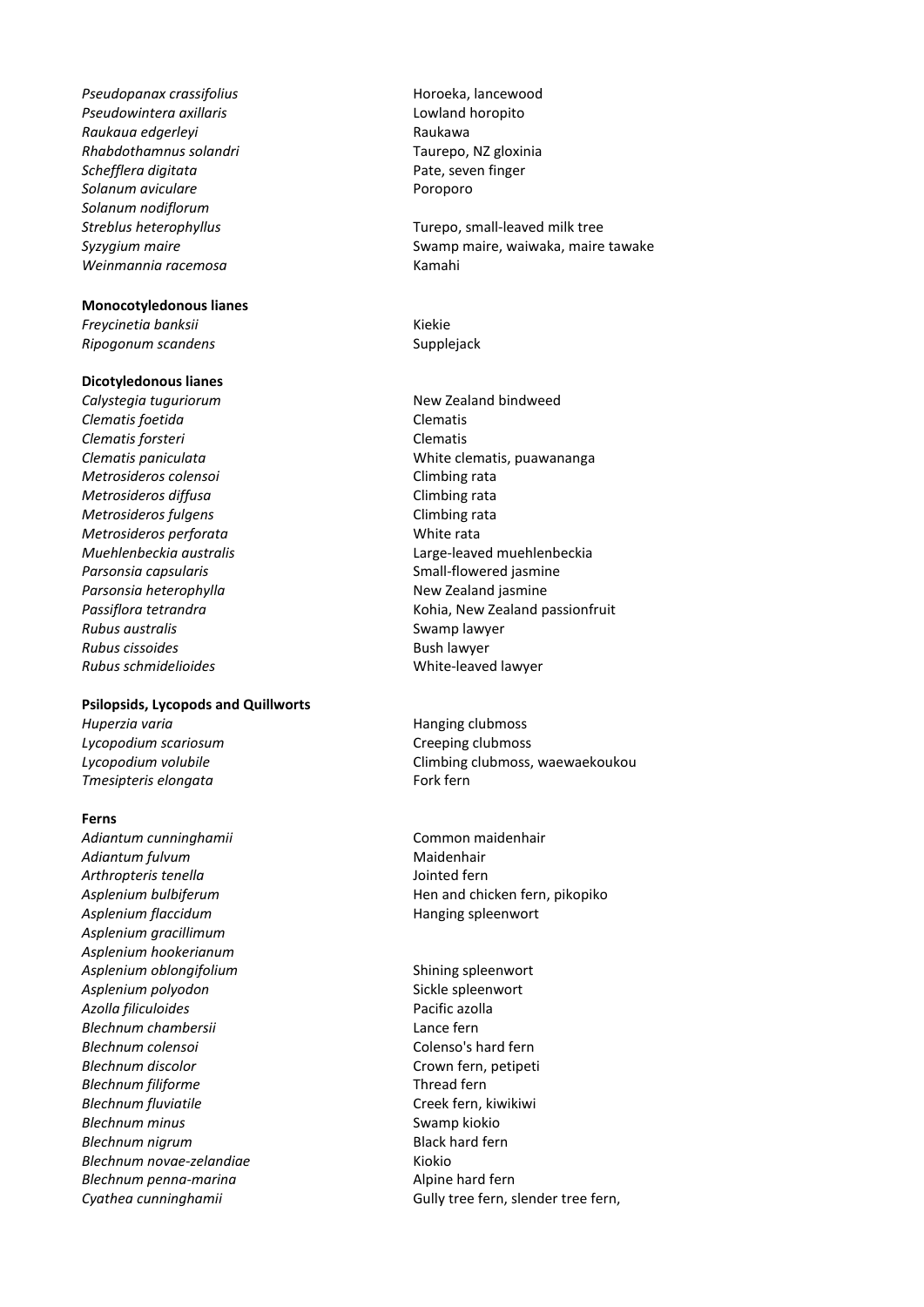| | |
|---|---|
| *Pseudopanax crassifolius* | Horoeka, lancewood |
| *Pseudowintera axillaris* | Lowland horopito |
| *Raukaua edgerleyi* | Raukawa |
| *Rhabdothamnus solandri* | Taurepo, NZ gloxinia |
| *Schefflera digitata* | Pate, seven finger |
| *Solanum aviculare* | Poroporo |
| *Solanum nodiflorum* | |
| *Streblus heterophyllus* | Turepo, small-leaved milk tree |
| *Syzygium maire* | Swamp maire, waiwaka, maire tawake |
| *Weinmannia racemosa* | Kamahi |

**Monocotyledonous lianes**

| | |
|---|---|
| *Freycinetia banksii* | Kiekie |
| *Ripogonum scandens* | Supplejack |

**Dicotyledonous lianes**

| | |
|---|---|
| *Calystegia tuguriorum* | New Zealand bindweed |
| *Clematis foetida* | Clematis |
| *Clematis forsteri* | Clematis |
| *Clematis paniculata* | White clematis, puawananga |
| *Metrosideros colensoi* | Climbing rata |
| *Metrosideros diffusa* | Climbing rata |
| *Metrosideros fulgens* | Climbing rata |
| *Metrosideros perforata* | White rata |
| *Muehlenbeckia australis* | Large-leaved muehlenbeckia |
| *Parsonsia capsularis* | Small-flowered jasmine |
| *Parsonsia heterophylla* | New Zealand jasmine |
| *Passiflora tetrandra* | Kohia, New Zealand passionfruit |
| *Rubus australis* | Swamp lawyer |
| *Rubus cissoides* | Bush lawyer |
| *Rubus schmidelioides* | White-leaved lawyer |

**Psilopsids, Lycopods and Quillworts**

| | |
|---|---|
| *Huperzia varia* | Hanging clubmoss |
| *Lycopodium scariosum* | Creeping clubmoss |
| *Lycopodium volubile* | Climbing clubmoss, waewaekoukou |
| *Tmesipteris elongata* | Fork fern |

**Ferns**

| | |
|---|---|
| *Adiantum cunninghamii* | Common maidenhair |
| *Adiantum fulvum* | Maidenhair |
| *Arthropteris tenella* | Jointed fern |
| *Asplenium bulbiferum* | Hen and chicken fern, pikopiko |
| *Asplenium flaccidum* | Hanging spleenwort |
| *Asplenium gracillimum* | |
| *Asplenium hookerianum* | |
| *Asplenium oblongifolium* | Shining spleenwort |
| *Asplenium polyodon* | Sickle spleenwort |
| *Azolla filiculoides* | Pacific azolla |
| *Blechnum chambersii* | Lance fern |
| *Blechnum colensoi* | Colenso's hard fern |
| *Blechnum discolor* | Crown fern, petipeti |
| *Blechnum filiforme* | Thread fern |
| *Blechnum fluviatile* | Creek fern, kiwikiwi |
| *Blechnum minus* | Swamp kiokio |
| *Blechnum nigrum* | Black hard fern |
| *Blechnum novae-zelandiae* | Kiokio |
| *Blechnum penna-marina* | Alpine hard fern |
| *Cyathea cunninghamii* | Gully tree fern, slender tree fern, |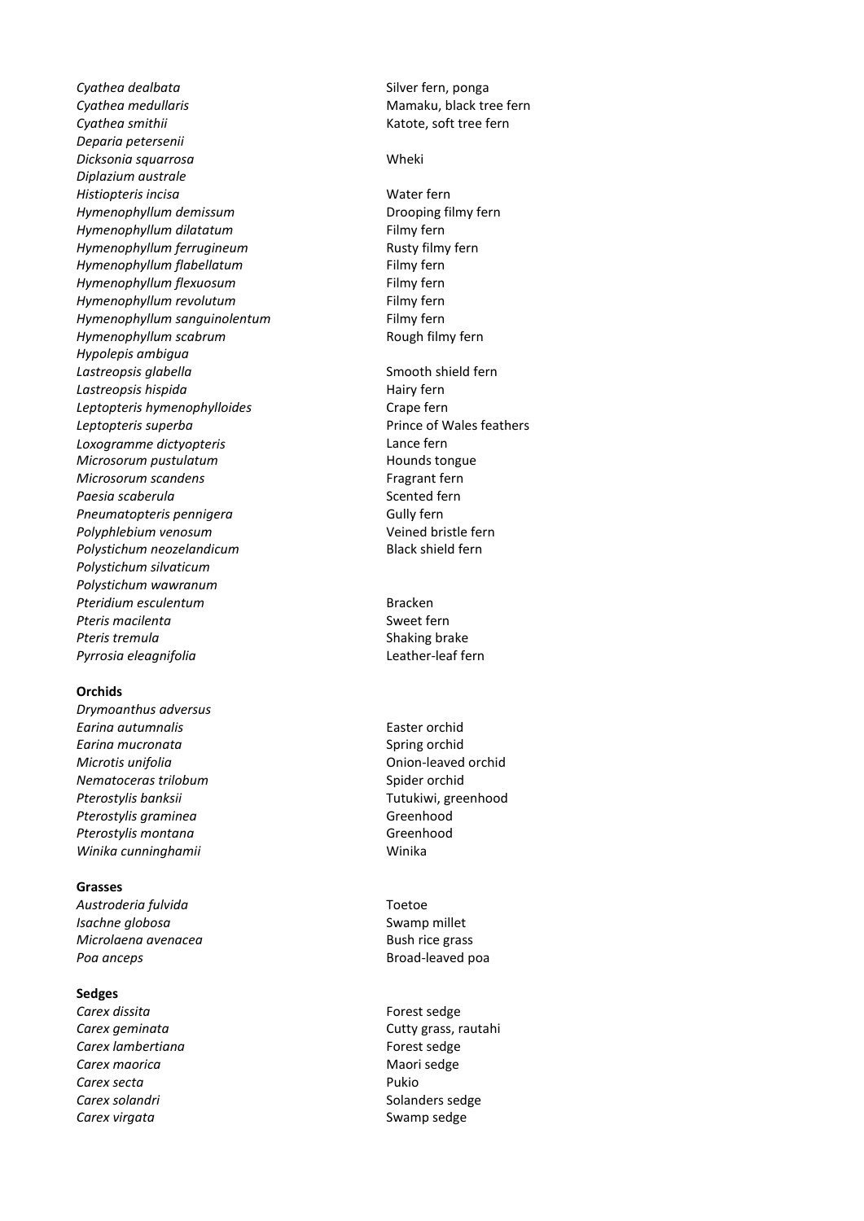| | |
|---|---|
| *Cyathea dealbata* | Silver fern, ponga |
| *Cyathea medullaris* | Mamaku, black tree fern |
| *Cyathea smithii* | Katote, soft tree fern |
| *Deparia petersenii* | |
| *Dicksonia squarrosa* | Wheki |
| *Diplazium australe* | |
| *Histiopteris incisa* | Water fern |
| *Hymenophyllum demissum* | Drooping filmy fern |
| *Hymenophyllum dilatatum* | Filmy fern |
| *Hymenophyllum ferrugineum* | Rusty filmy fern |
| *Hymenophyllum flabellatum* | Filmy fern |
| *Hymenophyllum flexuosum* | Filmy fern |
| *Hymenophyllum revolutum* | Filmy fern |
| *Hymenophyllum sanguinolentum* | Filmy fern |
| *Hymenophyllum scabrum* | Rough filmy fern |
| *Hypolepis ambigua* | |
| *Lastreopsis glabella* | Smooth shield fern |
| *Lastreopsis hispida* | Hairy fern |
| *Leptopteris hymenophylloides* | Crape fern |
| *Leptopteris superba* | Prince of Wales feathers |
| *Loxogramme dictyopteris* | Lance fern |
| *Microsorum pustulatum* | Hounds tongue |
| *Microsorum scandens* | Fragrant fern |
| *Paesia scaberula* | Scented fern |
| *Pneumatopteris pennigera* | Gully fern |
| *Polyphlebium venosum* | Veined bristle fern |
| *Polystichum neozelandicum* | Black shield fern |
| *Polystichum silvaticum* | |
| *Polystichum wawranum* | |
| *Pteridium esculentum* | Bracken |
| *Pteris macilenta* | Sweet fern |
| *Pteris tremula* | Shaking brake |
| *Pyrrosia eleagnifolia* | Leather-leaf fern |

**Orchids**

| | |
|---|---|
| *Drymoanthus adversus* | |
| *Earina autumnalis* | Easter orchid |
| *Earina mucronata* | Spring orchid |
| *Microtis unifolia* | Onion-leaved orchid |
| *Nematoceras trilobum* | Spider orchid |
| *Pterostylis banksii* | Tutukiwi, greenhood |
| *Pterostylis graminea* | Greenhood |
| *Pterostylis montana* | Greenhood |
| *Winika cunninghamii* | Winika |

**Grasses**

| | |
|---|---|
| *Austroderia fulvida* | Toetoe |
| *Isachne globosa* | Swamp millet |
| *Microlaena avenacea* | Bush rice grass |
| *Poa anceps* | Broad-leaved poa |

**Sedges**

| | |
|---|---|
| *Carex dissita* | Forest sedge |
| *Carex geminata* | Cutty grass, rautahi |
| *Carex lambertiana* | Forest sedge |
| *Carex maorica* | Maori sedge |
| *Carex secta* | Pukio |
| *Carex solandri* | Solanders sedge |
| *Carex virgata* | Swamp sedge |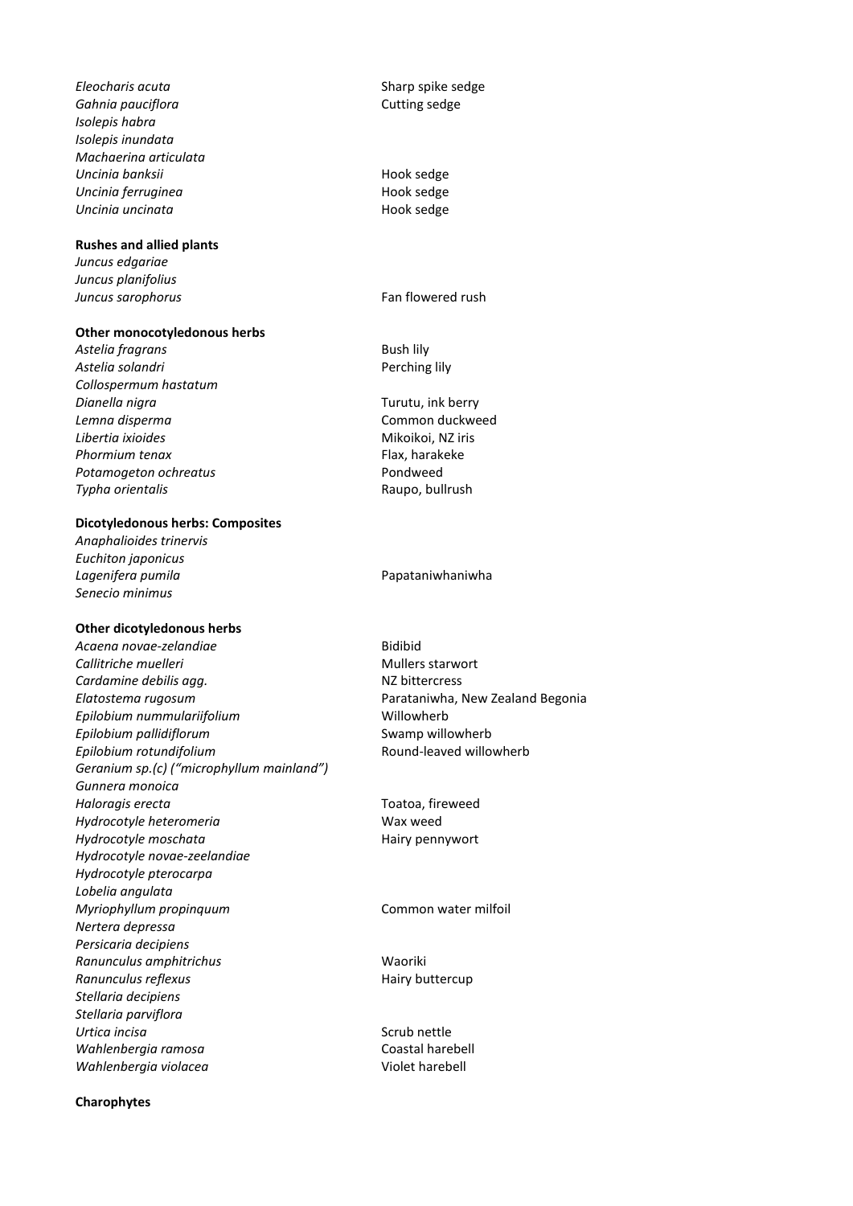| | |
|---|---|
| *Eleocharis acuta* | Sharp spike sedge |
| *Gahnia pauciflora* | Cutting sedge |
| *Isolepis habra* | |
| *Isolepis inundata* | |
| *Machaerina articulata* | |
| *Uncinia banksii* | Hook sedge |
| *Uncinia ferruginea* | Hook sedge |
| *Uncinia uncinata* | Hook sedge |

**Rushes and allied plants**

| | |
|---|---|
| *Juncus edgariae* | |
| *Juncus planifolius* | |
| *Juncus sarophorus* | Fan flowered rush |

**Other monocotyledonous herbs**

| | |
|---|---|
| *Astelia fragrans* | Bush lily |
| *Astelia solandri* | Perching lily |
| *Collospermum hastatum* | |
| *Dianella nigra* | Turutu, ink berry |
| *Lemna disperma* | Common duckweed |
| *Libertia ixioides* | Mikoikoi, NZ iris |
| *Phormium tenax* | Flax, harakeke |
| *Potamogeton ochreatus* | Pondweed |
| *Typha orientalis* | Raupo, bullrush |

**Dicotyledonous herbs: Composites**

| | |
|---|---|
| *Anaphalioides trinervis* | |
| *Euchiton japonicus* | |
| *Lagenifera pumila* | Papataniwhaniwha |
| *Senecio minimus* | |

**Other dicotyledonous herbs**

| | |
|---|---|
| *Acaena novae-zelandiae* | Bidibid |
| *Callitriche muelleri* | Mullers starwort |
| *Cardamine debilis agg.* | NZ bittercress |
| *Elatostema rugosum* | Parataniwha, New Zealand Begonia |
| *Epilobium nummulariifolium* | Willowherb |
| *Epilobium pallidiflorum* | Swamp willowherb |
| *Epilobium rotundifolium* | Round-leaved willowherb |
| *Geranium sp.(c) ("microphyllum mainland")* | |
| *Gunnera monoica* | |
| *Haloragis erecta* | Toatoa, fireweed |
| *Hydrocotyle heteromeria* | Wax weed |
| *Hydrocotyle moschata* | Hairy pennywort |
| *Hydrocotyle novae-zeelandiae* | |
| *Hydrocotyle pterocarpa* | |
| *Lobelia angulata* | |
| *Myriophyllum propinquum* | Common water milfoil |
| *Nertera depressa* | |
| *Persicaria decipiens* | |
| *Ranunculus amphitrichus* | Waoriki |
| *Ranunculus reflexus* | Hairy buttercup |
| *Stellaria decipiens* | |
| *Stellaria parviflora* | |
| *Urtica incisa* | Scrub nettle |
| *Wahlenbergia ramosa* | Coastal harebell |
| *Wahlenbergia violacea* | Violet harebell |

**Charophytes**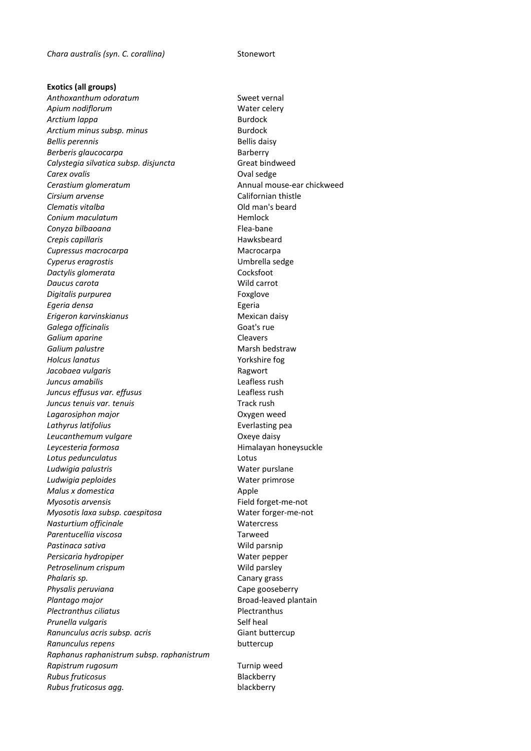*Chara australis (syn. C. corallina)* Stonewort

**Exotics (all groups)**

| | |
|---|---|
| *Anthoxanthum odoratum* | Sweet vernal |
| *Apium nodiflorum* | Water celery |
| *Arctium lappa* | Burdock |
| *Arctium minus subsp. minus* | Burdock |
| *Bellis perennis* | Bellis daisy |
| *Berberis glaucocarpa* | Barberry |
| *Calystegia silvatica subsp. disjuncta* | Great bindweed |
| *Carex ovalis* | Oval sedge |
| *Cerastium glomeratum* | Annual mouse-ear chickweed |
| *Cirsium arvense* | Californian thistle |
| *Clematis vitalba* | Old man's beard |
| *Conium maculatum* | Hemlock |
| *Conyza bilbaoana* | Flea-bane |
| *Crepis capillaris* | Hawksbeard |
| *Cupressus macrocarpa* | Macrocarpa |
| *Cyperus eragrostis* | Umbrella sedge |
| *Dactylis glomerata* | Cocksfoot |
| *Daucus carota* | Wild carrot |
| *Digitalis purpurea* | Foxglove |
| *Egeria densa* | Egeria |
| *Erigeron karvinskianus* | Mexican daisy |
| *Galega officinalis* | Goat's rue |
| *Galium aparine* | Cleavers |
| *Galium palustre* | Marsh bedstraw |
| *Holcus lanatus* | Yorkshire fog |
| *Jacobaea vulgaris* | Ragwort |
| *Juncus amabilis* | Leafless rush |
| *Juncus effusus var. effusus* | Leafless rush |
| *Juncus tenuis var. tenuis* | Track rush |
| *Lagarosiphon major* | Oxygen weed |
| *Lathyrus latifolius* | Everlasting pea |
| *Leucanthemum vulgare* | Oxeye daisy |
| *Leycesteria formosa* | Himalayan honeysuckle |
| *Lotus pedunculatus* | Lotus |
| *Ludwigia palustris* | Water purslane |
| *Ludwigia peploides* | Water primrose |
| *Malus x domestica* | Apple |
| *Myosotis arvensis* | Field forget-me-not |
| *Myosotis laxa subsp. caespitosa* | Water forger-me-not |
| *Nasturtium officinale* | Watercress |
| *Parentucellia viscosa* | Tarweed |
| *Pastinaca sativa* | Wild parsnip |
| *Persicaria hydropiper* | Water pepper |
| *Petroselinum crispum* | Wild parsley |
| *Phalaris sp.* | Canary grass |
| *Physalis peruviana* | Cape gooseberry |
| *Plantago major* | Broad-leaved plantain |
| *Plectranthus ciliatus* | Plectranthus |
| *Prunella vulgaris* | Self heal |
| *Ranunculus acris subsp. acris* | Giant buttercup |
| *Ranunculus repens* | buttercup |
| *Raphanus raphanistrum subsp. raphanistrum* | |
| *Rapistrum rugosum* | Turnip weed |
| *Rubus fruticosus* | Blackberry |
| *Rubus fruticosus agg.* | blackberry |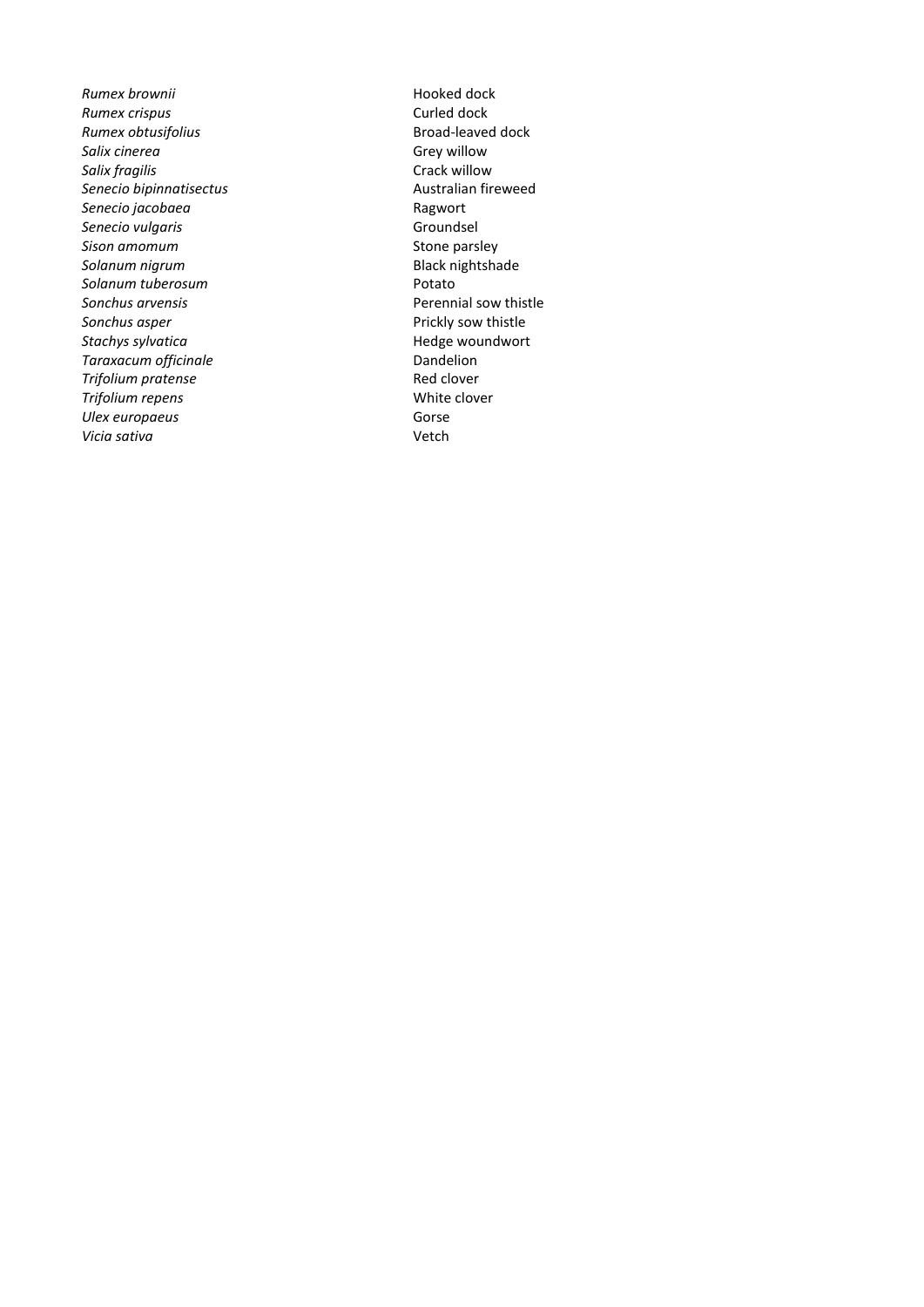| | |
|---|---|
| *Rumex brownii* | Hooked dock |
| *Rumex crispus* | Curled dock |
| *Rumex obtusifolius* | Broad-leaved dock |
| *Salix cinerea* | Grey willow |
| *Salix fragilis* | Crack willow |
| *Senecio bipinnatisectus* | Australian fireweed |
| *Senecio jacobaea* | Ragwort |
| *Senecio vulgaris* | Groundsel |
| *Sison amomum* | Stone parsley |
| *Solanum nigrum* | Black nightshade |
| *Solanum tuberosum* | Potato |
| *Sonchus arvensis* | Perennial sow thistle |
| *Sonchus asper* | Prickly sow thistle |
| *Stachys sylvatica* | Hedge woundwort |
| *Taraxacum officinale* | Dandelion |
| *Trifolium pratense* | Red clover |
| *Trifolium repens* | White clover |
| *Ulex europaeus* | Gorse |
| *Vicia sativa* | Vetch |